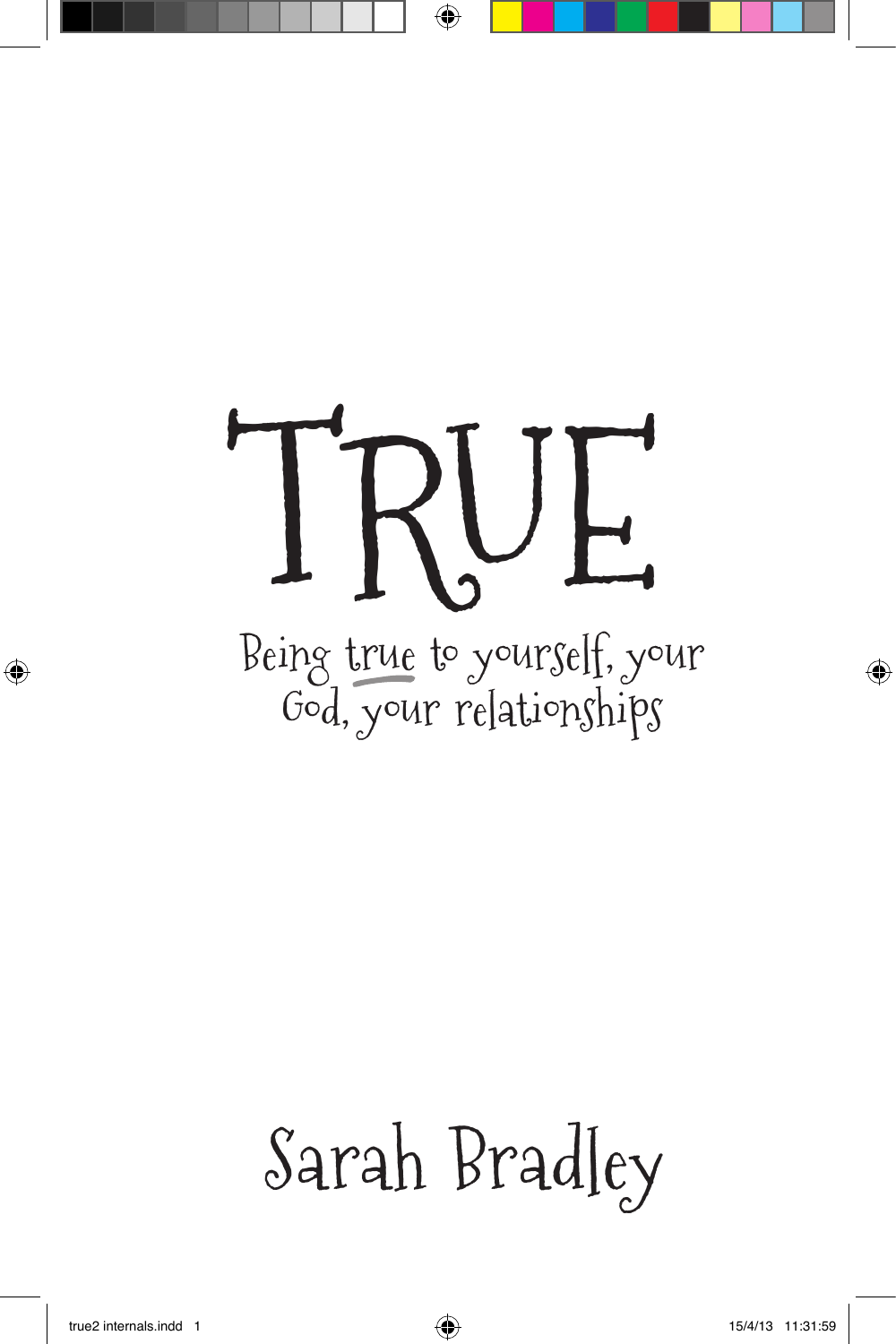# TRUE

Being true to yourself, your God, your relationships

Sarah Bradley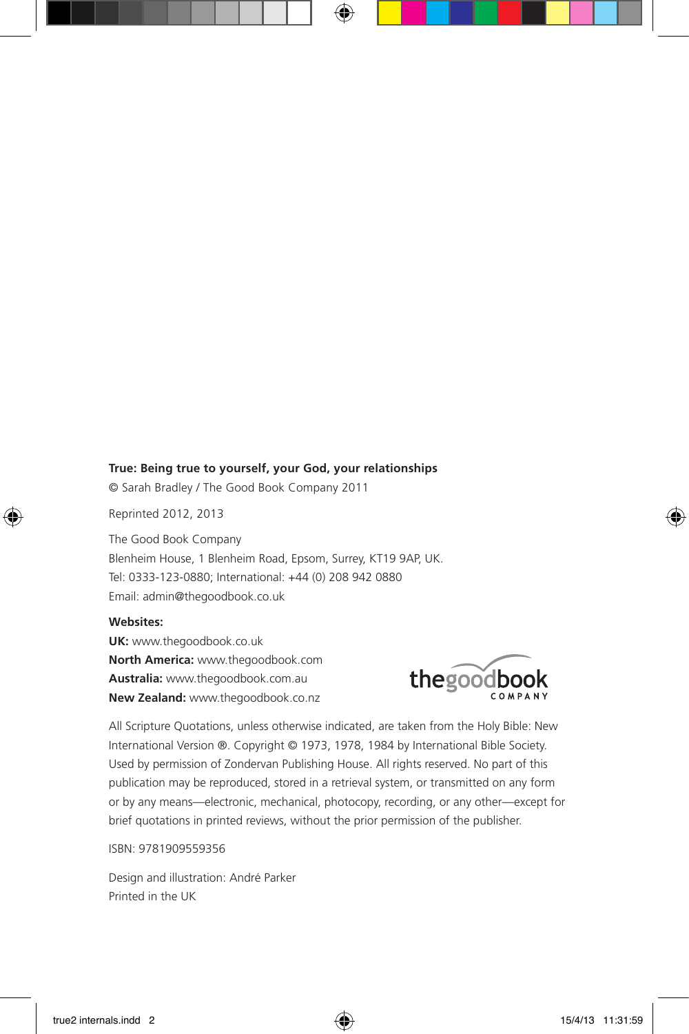**True: Being true to yourself, your God, your relationships**
© Sarah Bradley / The Good Book Company 2011

Reprinted 2012, 2013

The Good Book Company
Blenheim House, 1 Blenheim Road, Epsom, Surrey, KT19 9AP, UK.
Tel: 0333-123-0880; International: +44 (0) 208 942 0880
Email: admin@thegoodbook.co.uk

**Websites:**
**UK:** www.thegoodbook.co.uk
**North America:** www.thegoodbook.com
**Australia:** www.thegoodbook.com.au
**New Zealand:** www.thegoodbook.co.nz

thegoodbook COMPANY

All Scripture Quotations, unless otherwise indicated, are taken from the Holy Bible: New International Version ®. Copyright © 1973, 1978, 1984 by International Bible Society. Used by permission of Zondervan Publishing House. All rights reserved. No part of this publication may be reproduced, stored in a retrieval system, or transmitted on any form or by any means—electronic, mechanical, photocopy, recording, or any other—except for brief quotations in printed reviews, without the prior permission of the publisher.

ISBN: 9781909559356

Design and illustration: André Parker
Printed in the UK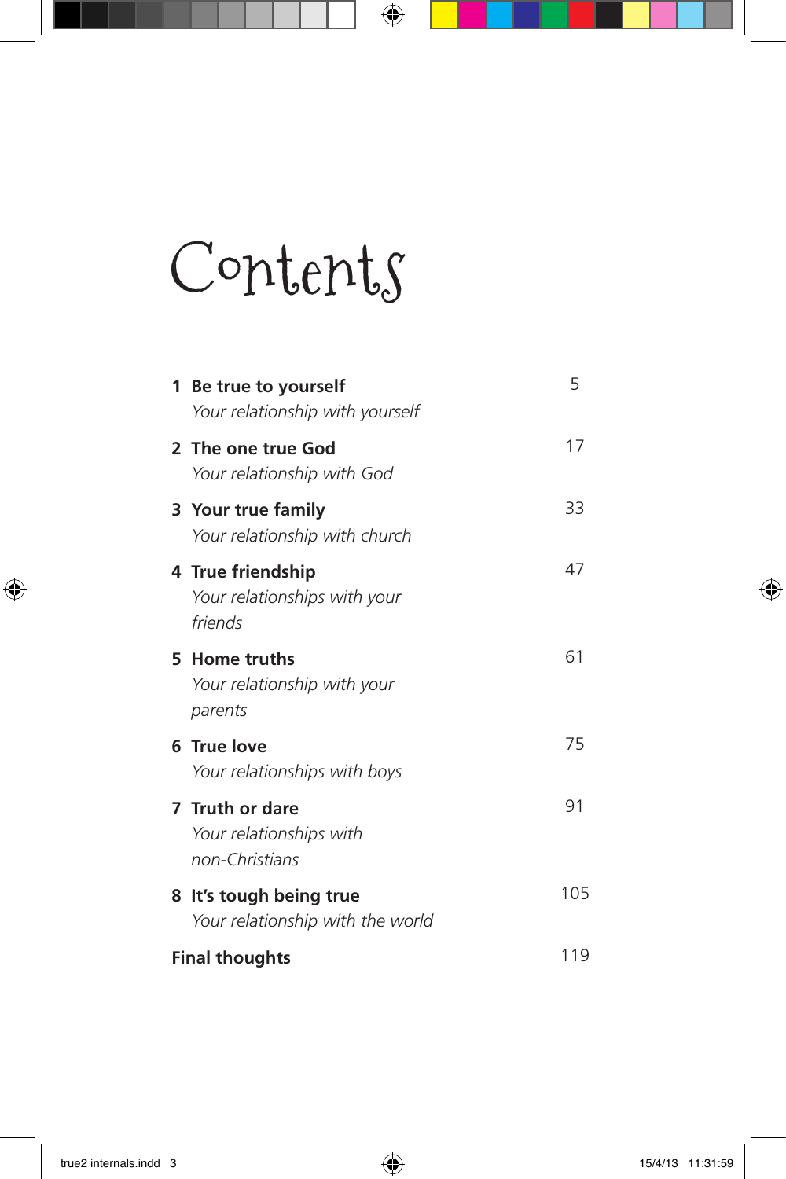# Contents

| | |
|---|---|
| **1 Be true to yourself**<br>*Your relationship with yourself* | 5 |
| **2 The one true God**<br>*Your relationship with God* | 17 |
| **3 Your true family**<br>*Your relationship with church* | 33 |
| **4 True friendship**<br>*Your relationships with your friends* | 47 |
| **5 Home truths**<br>*Your relationship with your parents* | 61 |
| **6 True love**<br>*Your relationships with boys* | 75 |
| **7 Truth or dare**<br>*Your relationships with non-Christians* | 91 |
| **8 It's tough being true**<br>*Your relationship with the world* | 105 |
| **Final thoughts** | 119 |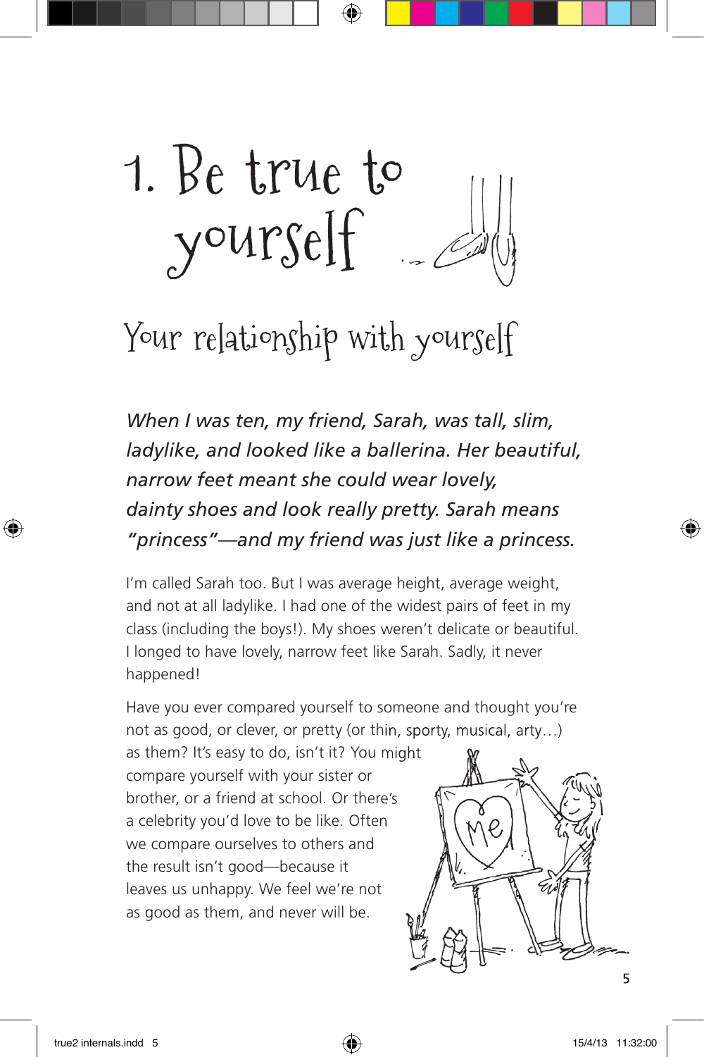# 1. Be true to yourself

## Your relationship with yourself

*When I was ten, my friend, Sarah, was tall, slim, ladylike, and looked like a ballerina. Her beautiful, narrow feet meant she could wear lovely, dainty shoes and look really pretty. Sarah means "princess"—and my friend was just like a princess.*

I'm called Sarah too. But I was average height, average weight, and not at all ladylike. I had one of the widest pairs of feet in my class (including the boys!). My shoes weren't delicate or beautiful. I longed to have lovely, narrow feet like Sarah. Sadly, it never happened!

Have you ever compared yourself to someone and thought you're not as good, or clever, or pretty (or thin, sporty, musical, arty…) as them? It's easy to do, isn't it? You might compare yourself with your sister or brother, or a friend at school. Or there's a celebrity you'd love to be like. Often we compare ourselves to others and the result isn't good—because it leaves us unhappy. We feel we're not as good as them, and never will be.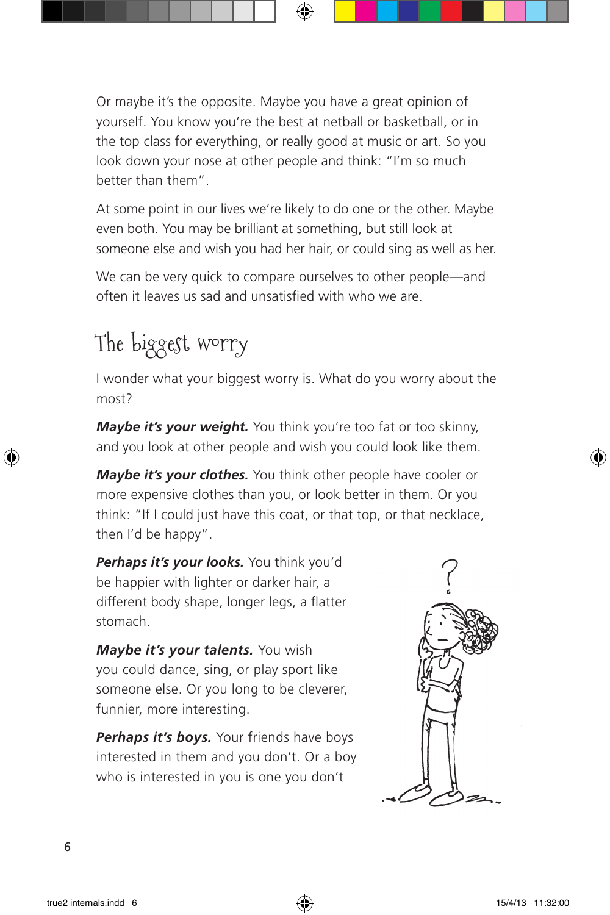Or maybe it's the opposite. Maybe you have a great opinion of yourself. You know you're the best at netball or basketball, or in the top class for everything, or really good at music or art. So you look down your nose at other people and think: "I'm so much better than them".

At some point in our lives we're likely to do one or the other. Maybe even both. You may be brilliant at something, but still look at someone else and wish you had her hair, or could sing as well as her.

We can be very quick to compare ourselves to other people—and often it leaves us sad and unsatisfied with who we are.

## The biggest worry

I wonder what your biggest worry is. What do you worry about the most?

***Maybe it's your weight.*** You think you're too fat or too skinny, and you look at other people and wish you could look like them.

***Maybe it's your clothes.*** You think other people have cooler or more expensive clothes than you, or look better in them. Or you think: "If I could just have this coat, or that top, or that necklace, then I'd be happy".

***Perhaps it's your looks.*** You think you'd be happier with lighter or darker hair, a different body shape, longer legs, a flatter stomach.

***Maybe it's your talents.*** You wish you could dance, sing, or play sport like someone else. Or you long to be cleverer, funnier, more interesting.

***Perhaps it's boys.*** Your friends have boys interested in them and you don't. Or a boy who is interested in you is one you don't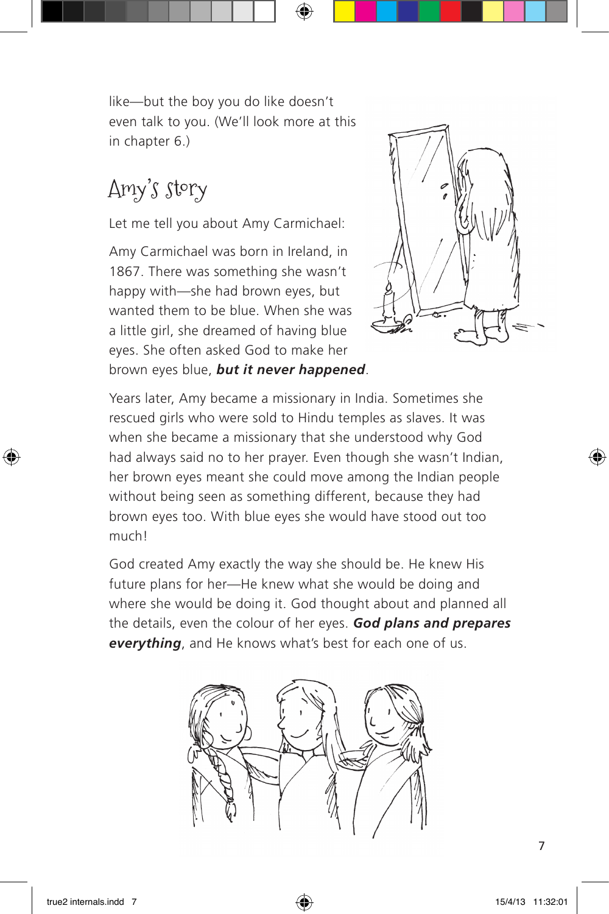like—but the boy you do like doesn't even talk to you. (We'll look more at this in chapter 6.)

## Amy's story

Let me tell you about Amy Carmichael:

Amy Carmichael was born in Ireland, in 1867. There was something she wasn't happy with—she had brown eyes, but wanted them to be blue. When she was a little girl, she dreamed of having blue eyes. She often asked God to make her brown eyes blue, ***but it never happened***.

Years later, Amy became a missionary in India. Sometimes she rescued girls who were sold to Hindu temples as slaves. It was when she became a missionary that she understood why God had always said no to her prayer. Even though she wasn't Indian, her brown eyes meant she could move among the Indian people without being seen as something different, because they had brown eyes too. With blue eyes she would have stood out too much!

God created Amy exactly the way she should be. He knew His future plans for her—He knew what she would be doing and where she would be doing it. God thought about and planned all the details, even the colour of her eyes. ***God plans and prepares everything***, and He knows what's best for each one of us.